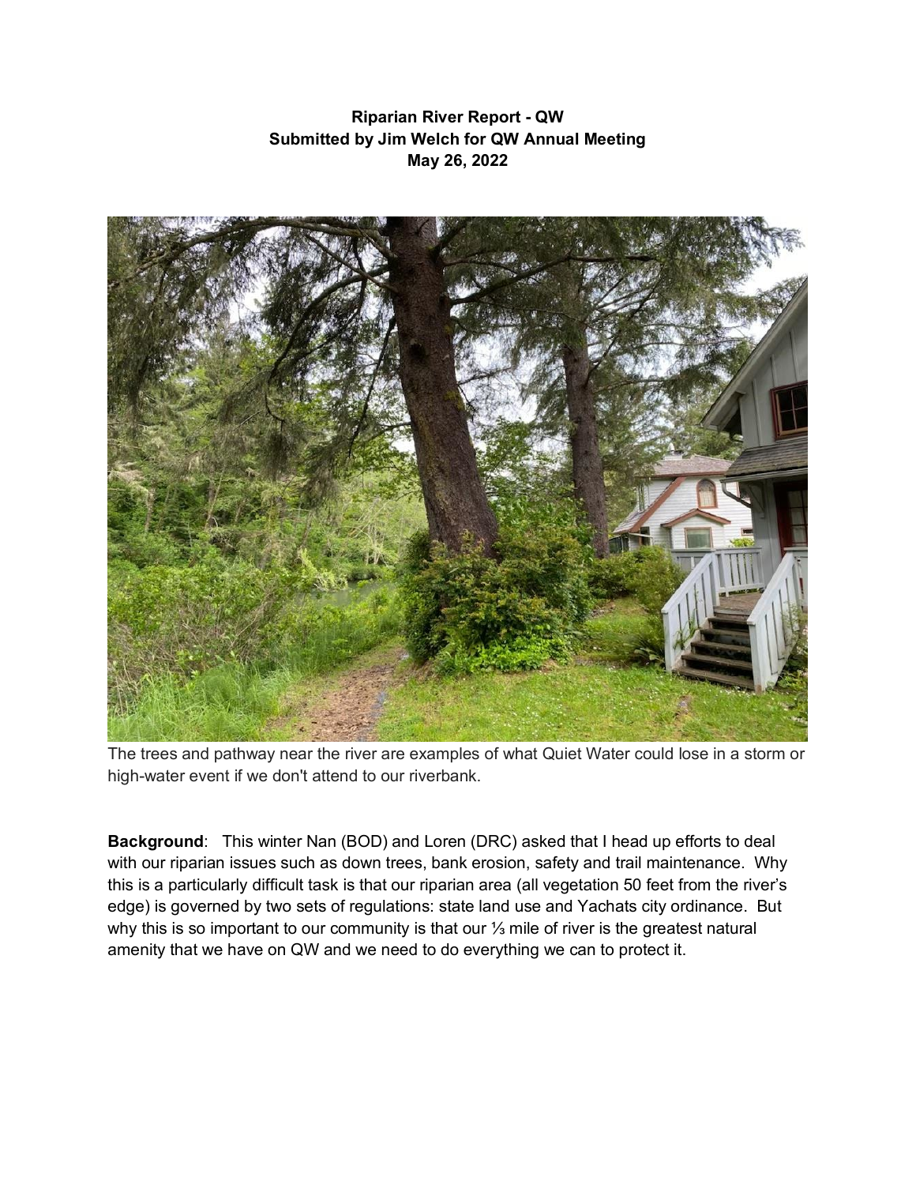**Riparian River Report - QW**
**Submitted by Jim Welch for QW Annual Meeting**
**May 26, 2022**

The trees and pathway near the river are examples of what Quiet Water could lose in a storm or high-water event if we don't attend to our riverbank.

**Background**: This winter Nan (BOD) and Loren (DRC) asked that I head up efforts to deal with our riparian issues such as down trees, bank erosion, safety and trail maintenance. Why this is a particularly difficult task is that our riparian area (all vegetation 50 feet from the river's edge) is governed by two sets of regulations: state land use and Yachats city ordinance. But why this is so important to our community is that our ⅓ mile of river is the greatest natural amenity that we have on QW and we need to do everything we can to protect it.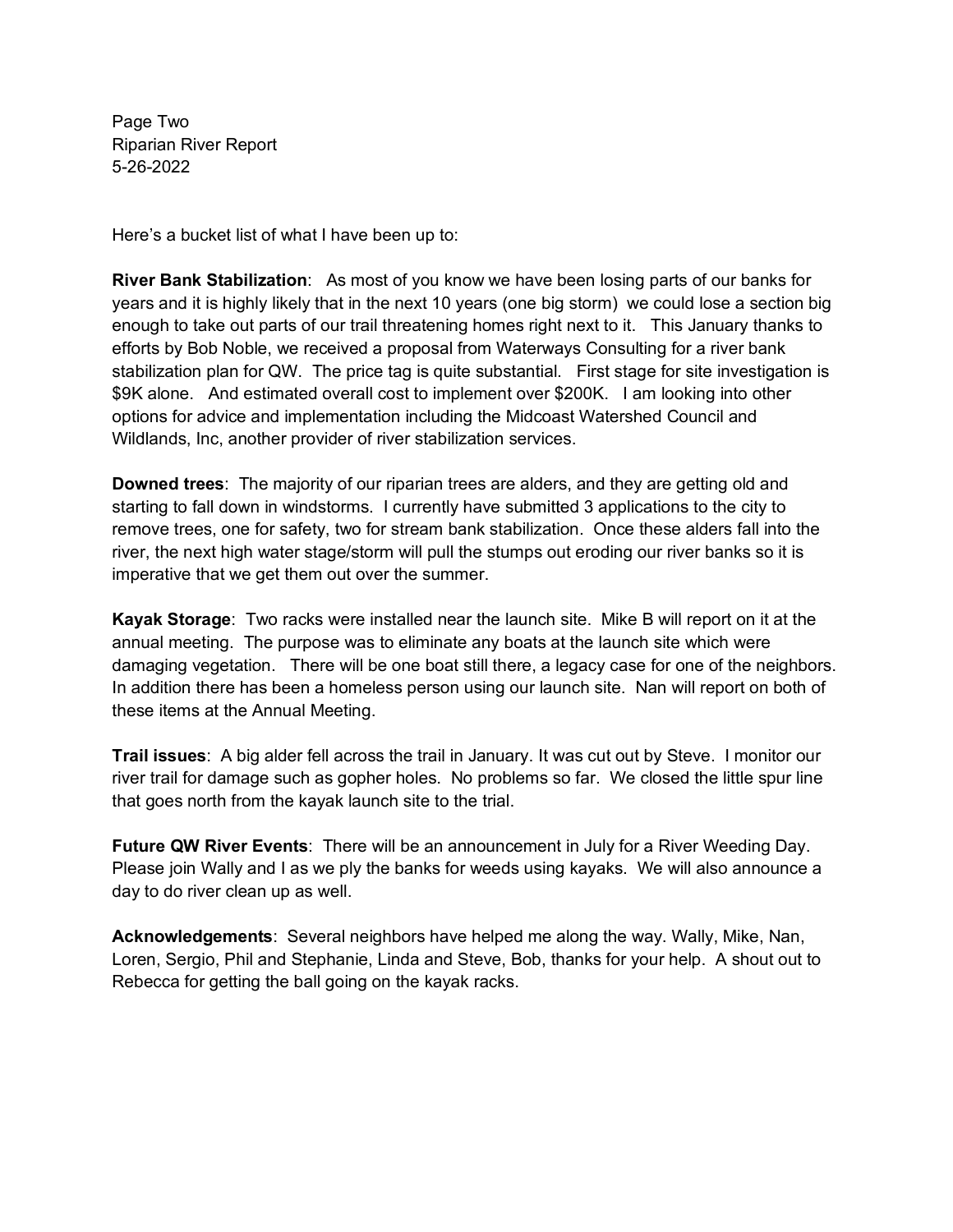Page Two
Riparian River Report
5-26-2022

Here's a bucket list of what I have been up to:

**River Bank Stabilization**: As most of you know we have been losing parts of our banks for years and it is highly likely that in the next 10 years (one big storm) we could lose a section big enough to take out parts of our trail threatening homes right next to it. This January thanks to efforts by Bob Noble, we received a proposal from Waterways Consulting for a river bank stabilization plan for QW. The price tag is quite substantial. First stage for site investigation is $9K alone. And estimated overall cost to implement over $200K. I am looking into other options for advice and implementation including the Midcoast Watershed Council and Wildlands, Inc, another provider of river stabilization services.

**Downed trees**: The majority of our riparian trees are alders, and they are getting old and starting to fall down in windstorms. I currently have submitted 3 applications to the city to remove trees, one for safety, two for stream bank stabilization. Once these alders fall into the river, the next high water stage/storm will pull the stumps out eroding our river banks so it is imperative that we get them out over the summer.

**Kayak Storage**: Two racks were installed near the launch site. Mike B will report on it at the annual meeting. The purpose was to eliminate any boats at the launch site which were damaging vegetation. There will be one boat still there, a legacy case for one of the neighbors. In addition there has been a homeless person using our launch site. Nan will report on both of these items at the Annual Meeting.

**Trail issues**: A big alder fell across the trail in January. It was cut out by Steve. I monitor our river trail for damage such as gopher holes. No problems so far. We closed the little spur line that goes north from the kayak launch site to the trial.

**Future QW River Events**: There will be an announcement in July for a River Weeding Day. Please join Wally and I as we ply the banks for weeds using kayaks. We will also announce a day to do river clean up as well.

**Acknowledgements**: Several neighbors have helped me along the way. Wally, Mike, Nan, Loren, Sergio, Phil and Stephanie, Linda and Steve, Bob, thanks for your help. A shout out to Rebecca for getting the ball going on the kayak racks.